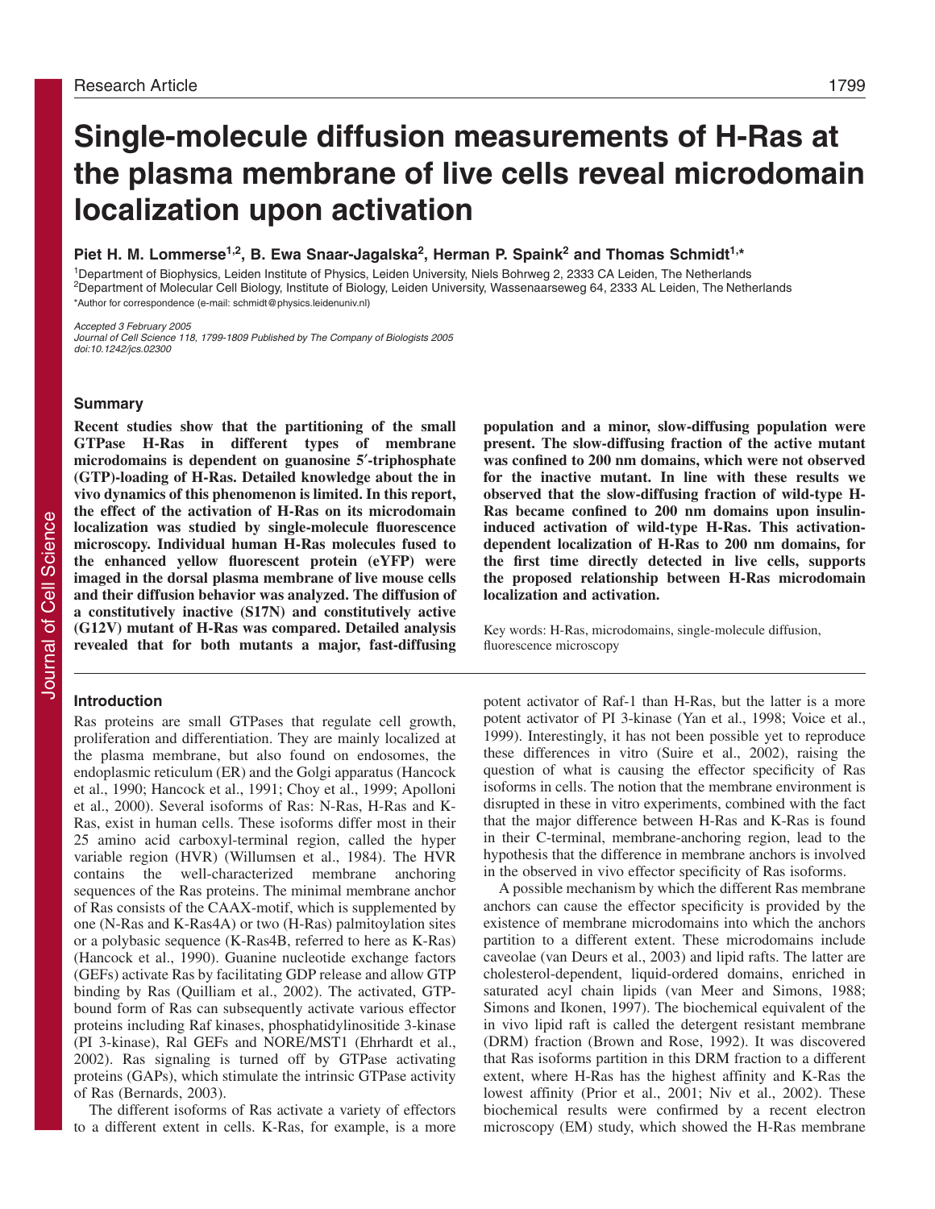# Single-molecule diffusion measurements of H-Ras at the plasma membrane of live cells reveal microdomain localization upon activation

**Piet H. M. Lommerse[1,2], B. Ewa Snaar-Jagalska[2], Herman P. Spaink[2] and Thomas Schmidt[1,*]**

[1]Department of Biophysics, Leiden Institute of Physics, Leiden University, Niels Bohrweg 2, 2333 CA Leiden, The Netherlands
[2]Department of Molecular Cell Biology, Institute of Biology, Leiden University, Wassenaarseweg 64, 2333 AL Leiden, The Netherlands
*Author for correspondence (e-mail: schmidt@physics.leidenuniv.nl)

*Accepted 3 February 2005*
*Journal of Cell Science 118, 1799-1809 Published by The Company of Biologists 2005*
*doi:10.1242/jcs.02300*

## Summary

**Recent studies show that the partitioning of the small GTPase H-Ras in different types of membrane microdomains is dependent on guanosine 5′-triphosphate (GTP)-loading of H-Ras. Detailed knowledge about the in vivo dynamics of this phenomenon is limited. In this report, the effect of the activation of H-Ras on its microdomain localization was studied by single-molecule fluorescence microscopy. Individual human H-Ras molecules fused to the enhanced yellow fluorescent protein (eYFP) were imaged in the dorsal plasma membrane of live mouse cells and their diffusion behavior was analyzed. The diffusion of a constitutively inactive (S17N) and constitutively active (G12V) mutant of H-Ras was compared. Detailed analysis revealed that for both mutants a major, fast-diffusing population and a minor, slow-diffusing population were present. The slow-diffusing fraction of the active mutant was confined to 200 nm domains, which were not observed for the inactive mutant. In line with these results we observed that the slow-diffusing fraction of wild-type H-Ras became confined to 200 nm domains upon insulin-induced activation of wild-type H-Ras. This activation-dependent localization of H-Ras to 200 nm domains, for the first time directly detected in live cells, supports the proposed relationship between H-Ras microdomain localization and activation.**

Key words: H-Ras, microdomains, single-molecule diffusion, fluorescence microscopy

## Introduction

Ras proteins are small GTPases that regulate cell growth, proliferation and differentiation. They are mainly localized at the plasma membrane, but also found on endosomes, the endoplasmic reticulum (ER) and the Golgi apparatus (Hancock et al., 1990; Hancock et al., 1991; Choy et al., 1999; Apolloni et al., 2000). Several isoforms of Ras: N-Ras, H-Ras and K-Ras, exist in human cells. These isoforms differ most in their 25 amino acid carboxyl-terminal region, called the hyper variable region (HVR) (Willumsen et al., 1984). The HVR contains the well-characterized membrane anchoring sequences of the Ras proteins. The minimal membrane anchor of Ras consists of the CAAX-motif, which is supplemented by one (N-Ras and K-Ras4A) or two (H-Ras) palmitoylation sites or a polybasic sequence (K-Ras4B, referred to here as K-Ras) (Hancock et al., 1990). Guanine nucleotide exchange factors (GEFs) activate Ras by facilitating GDP release and allow GTP binding by Ras (Quilliam et al., 2002). The activated, GTP-bound form of Ras can subsequently activate various effector proteins including Raf kinases, phosphatidylinositide 3-kinase (PI 3-kinase), Ral GEFs and NORE/MST1 (Ehrhardt et al., 2002). Ras signaling is turned off by GTPase activating proteins (GAPs), which stimulate the intrinsic GTPase activity of Ras (Bernards, 2003).

The different isoforms of Ras activate a variety of effectors to a different extent in cells. K-Ras, for example, is a more potent activator of Raf-1 than H-Ras, but the latter is a more potent activator of PI 3-kinase (Yan et al., 1998; Voice et al., 1999). Interestingly, it has not been possible yet to reproduce these differences in vitro (Suire et al., 2002), raising the question of what is causing the effector specificity of Ras isoforms in cells. The notion that the membrane environment is disrupted in these in vitro experiments, combined with the fact that the major difference between H-Ras and K-Ras is found in their C-terminal, membrane-anchoring region, lead to the hypothesis that the difference in membrane anchors is involved in the observed in vivo effector specificity of Ras isoforms.

A possible mechanism by which the different Ras membrane anchors can cause the effector specificity is provided by the existence of membrane microdomains into which the anchors partition to a different extent. These microdomains include caveolae (van Deurs et al., 2003) and lipid rafts. The latter are cholesterol-dependent, liquid-ordered domains, enriched in saturated acyl chain lipids (van Meer and Simons, 1988; Simons and Ikonen, 1997). The biochemical equivalent of the in vivo lipid raft is called the detergent resistant membrane (DRM) fraction (Brown and Rose, 1992). It was discovered that Ras isoforms partition in this DRM fraction to a different extent, where H-Ras has the highest affinity and K-Ras the lowest affinity (Prior et al., 2001; Niv et al., 2002). These biochemical results were confirmed by a recent electron microscopy (EM) study, which showed the H-Ras membrane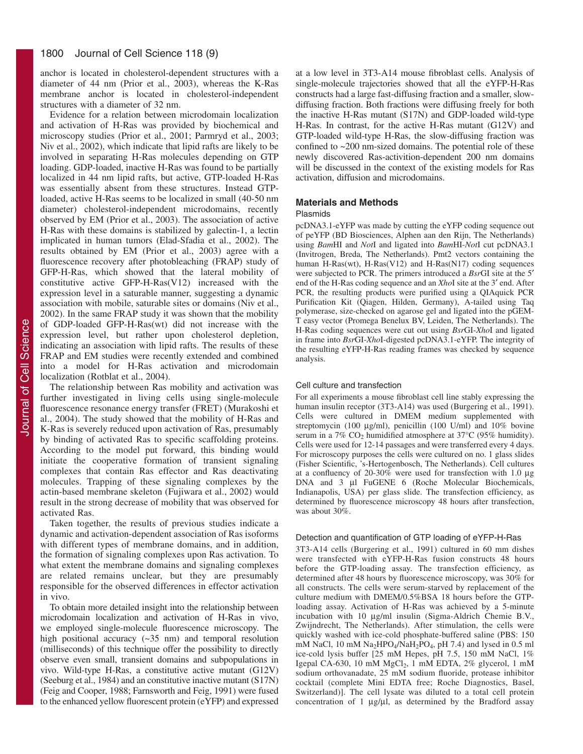anchor is located in cholesterol-dependent structures with a diameter of 44 nm (Prior et al., 2003), whereas the K-Ras membrane anchor is located in cholesterol-independent structures with a diameter of 32 nm.

Evidence for a relation between microdomain localization and activation of H-Ras was provided by biochemical and microscopy studies (Prior et al., 2001; Parmryd et al., 2003; Niv et al., 2002), which indicate that lipid rafts are likely to be involved in separating H-Ras molecules depending on GTP loading. GDP-loaded, inactive H-Ras was found to be partially localized in 44 nm lipid rafts, but active, GTP-loaded H-Ras was essentially absent from these structures. Instead GTP-loaded, active H-Ras seems to be localized in small (40-50 nm diameter) cholesterol-independent microdomains, recently observed by EM (Prior et al., 2003). The association of active H-Ras with these domains is stabilized by galectin-1, a lectin implicated in human tumors (Elad-Sfadia et al., 2002). The results obtained by EM (Prior et al., 2003) agree with a fluorescence recovery after photobleaching (FRAP) study of GFP-H-Ras, which showed that the lateral mobility of constitutive active GFP-H-Ras(V12) increased with the expression level in a saturable manner, suggesting a dynamic association with mobile, saturable sites or domains (Niv et al., 2002). In the same FRAP study it was shown that the mobility of GDP-loaded GFP-H-Ras(wt) did not increase with the expression level, but rather upon cholesterol depletion, indicating an association with lipid rafts. The results of these FRAP and EM studies were recently extended and combined into a model for H-Ras activation and microdomain localization (Rotblat et al., 2004).

The relationship between Ras mobility and activation was further investigated in living cells using single-molecule fluorescence resonance energy transfer (FRET) (Murakoshi et al., 2004). The study showed that the mobility of H-Ras and K-Ras is severely reduced upon activation of Ras, presumably by binding of activated Ras to specific scaffolding proteins. According to the model put forward, this binding would initiate the cooperative formation of transient signaling complexes that contain Ras effector and Ras deactivating molecules. Trapping of these signaling complexes by the actin-based membrane skeleton (Fujiwara et al., 2002) would result in the strong decrease of mobility that was observed for activated Ras.

Taken together, the results of previous studies indicate a dynamic and activation-dependent association of Ras isoforms with different types of membrane domains, and in addition, the formation of signaling complexes upon Ras activation. To what extent the membrane domains and signaling complexes are related remains unclear, but they are presumably responsible for the observed differences in effector activation in vivo.

To obtain more detailed insight into the relationship between microdomain localization and activation of H-Ras in vivo, we employed single-molecule fluorescence microscopy. The high positional accuracy (~35 nm) and temporal resolution (milliseconds) of this technique offer the possibility to directly observe even small, transient domains and subpopulations in vivo. Wild-type H-Ras, a constitutive active mutant (G12V) (Seeburg et al., 1984) and an constitutive inactive mutant (S17N) (Feig and Cooper, 1988; Farnsworth and Feig, 1991) were fused to the enhanced yellow fluorescent protein (eYFP) and expressed at a low level in 3T3-A14 mouse fibroblast cells. Analysis of single-molecule trajectories showed that all the eYFP-H-Ras constructs had a large fast-diffusing fraction and a smaller, slow-diffusing fraction. Both fractions were diffusing freely for both the inactive H-Ras mutant (S17N) and GDP-loaded wild-type H-Ras. In contrast, for the active H-Ras mutant (G12V) and GTP-loaded wild-type H-Ras, the slow-diffusing fraction was confined to ~200 nm-sized domains. The potential role of these newly discovered Ras-activation-dependent 200 nm domains will be discussed in the context of the existing models for Ras activation, diffusion and microdomains.

## Materials and Methods

### Plasmids

pcDNA3.1-eYFP was made by cutting the eYFP coding sequence out of peYFP (BD Biosciences, Alphen aan den Rijn, The Netherlands) using *Bam*HI and *Not*I and ligated into *Bam*HI-*Not*I cut pcDNA3.1 (Invitrogen, Breda, The Netherlands). Pmt2 vectors containing the human H-Ras(wt), H-Ras(V12) and H-Ras(N17) coding sequences were subjected to PCR. The primers introduced a *Bsr*GI site at the 5′ end of the H-Ras coding sequence and an *Xho*I site at the 3′ end. After PCR, the resulting products were purified using a QIAquick PCR Purification Kit (Qiagen, Hilden, Germany), A-tailed using Taq polymerase, size-checked on agarose gel and ligated into the pGEM-T easy vector (Promega Benelux BV, Leiden, The Netherlands). The H-Ras coding sequences were cut out using *Bsr*GI-*Xho*I and ligated in frame into *Bsr*GI-*Xho*I-digested pcDNA3.1-eYFP. The integrity of the resulting eYFP-H-Ras reading frames was checked by sequence analysis.

### Cell culture and transfection

For all experiments a mouse fibroblast cell line stably expressing the human insulin receptor (3T3-A14) was used (Burgering et al., 1991). Cells were cultured in DMEM medium supplemented with streptomycin (100 μg/ml), penicillin (100 U/ml) and 10% bovine serum in a 7% $CO_2$ humidified atmosphere at 37°C (95% humidity). Cells were used for 12-14 passages and were transferred every 4 days. For microscopy purposes the cells were cultured on no. 1 glass slides (Fisher Scientific, 's-Hertogenbosch, The Netherlands). Cell cultures at a confluency of 20-30% were used for transfection with 1.0 μg DNA and 3 μl FuGENE 6 (Roche Molecular Biochemicals, Indianapolis, USA) per glass slide. The transfection efficiency, as determined by fluorescence microscopy 48 hours after transfection, was about 30%.

### Detection and quantification of GTP loading of eYFP-H-Ras

3T3-A14 cells (Burgering et al., 1991) cultured in 60 mm dishes were transfected with eYFP-H-Ras fusion constructs 48 hours before the GTP-loading assay. The transfection efficiency, as determined after 48 hours by fluorescence microscopy, was 30% for all constructs. The cells were serum-starved by replacement of the culture medium with DMEM/0.5%BSA 18 hours before the GTP-loading assay. Activation of H-Ras was achieved by a 5-minute incubation with 10 μg/ml insulin (Sigma-Aldrich Chemie B.V., Zwijndrecht, The Netherlands). After stimulation, the cells were quickly washed with ice-cold phosphate-buffered saline (PBS: 150 mM NaCl, 10 mM $Na_2HPO_4/NaH_2PO_4$, pH 7.4) and lysed in 0.5 ml ice-cold lysis buffer [25 mM Hepes, pH 7.5, 150 mM NaCl, 1% Igepal CA-630, 10 mM $MgCl_2$, 1 mM EDTA, 2% glycerol, 1 mM sodium orthovanadate, 25 mM sodium fluoride, protease inhibitor cocktail (complete Mini EDTA free; Roche Diagnostics, Basel, Switzerland)]. The cell lysate was diluted to a total cell protein concentration of 1 μg/μl, as determined by the Bradford assay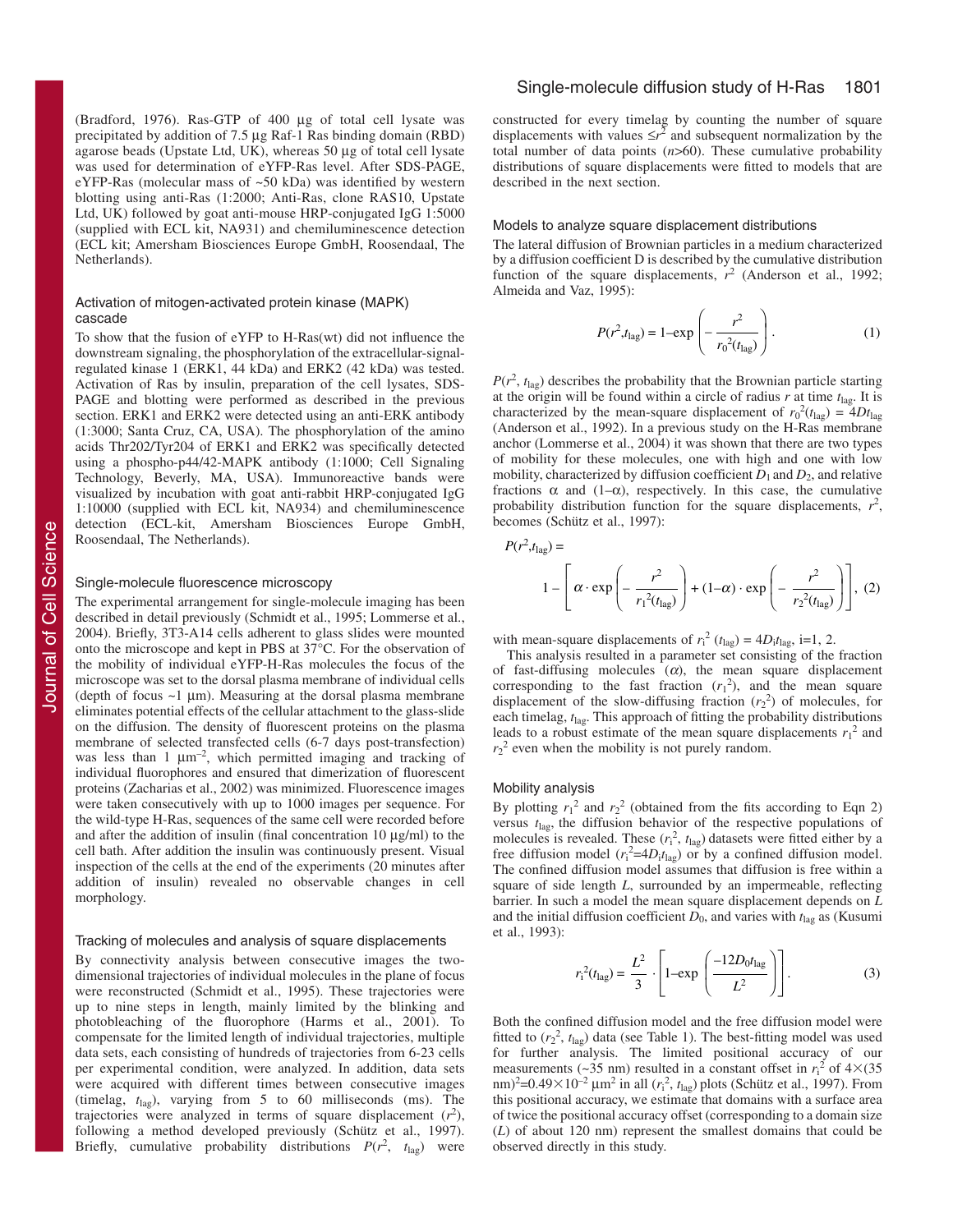(Bradford, 1976). Ras-GTP of 400 μg of total cell lysate was precipitated by addition of 7.5 μg Raf-1 Ras binding domain (RBD) agarose beads (Upstate Ltd, UK), whereas 50 μg of total cell lysate was used for determination of eYFP-Ras level. After SDS-PAGE, eYFP-Ras (molecular mass of ~50 kDa) was identified by western blotting using anti-Ras (1:2000; Anti-Ras, clone RAS10, Upstate Ltd, UK) followed by goat anti-mouse HRP-conjugated IgG 1:5000 (supplied with ECL kit, NA931) and chemiluminescence detection (ECL kit; Amersham Biosciences Europe GmbH, Roosendaal, The Netherlands).

### Activation of mitogen-activated protein kinase (MAPK) cascade

To show that the fusion of eYFP to H-Ras(wt) did not influence the downstream signaling, the phosphorylation of the extracellular-signal-regulated kinase 1 (ERK1, 44 kDa) and ERK2 (42 kDa) was tested. Activation of Ras by insulin, preparation of the cell lysates, SDS-PAGE and blotting were performed as described in the previous section. ERK1 and ERK2 were detected using an anti-ERK antibody (1:3000; Santa Cruz, CA, USA). The phosphorylation of the amino acids Thr202/Tyr204 of ERK1 and ERK2 was specifically detected using a phospho-p44/42-MAPK antibody (1:1000; Cell Signaling Technology, Beverly, MA, USA). Immunoreactive bands were visualized by incubation with goat anti-rabbit HRP-conjugated IgG 1:10000 (supplied with ECL kit, NA934) and chemiluminescence detection (ECL-kit, Amersham Biosciences Europe GmbH, Roosendaal, The Netherlands).

### Single-molecule fluorescence microscopy

The experimental arrangement for single-molecule imaging has been described in detail previously (Schmidt et al., 1995; Lommerse et al., 2004). Briefly, 3T3-A14 cells adherent to glass slides were mounted onto the microscope and kept in PBS at 37°C. For the observation of the mobility of individual eYFP-H-Ras molecules the focus of the microscope was set to the dorsal plasma membrane of individual cells (depth of focus ~1 μm). Measuring at the dorsal plasma membrane eliminates potential effects of the cellular attachment to the glass-slide on the diffusion. The density of fluorescent proteins on the plasma membrane of selected transfected cells (6-7 days post-transfection) was less than 1 $\mu m^{-2}$, which permitted imaging and tracking of individual fluorophores and ensured that dimerization of fluorescent proteins (Zacharias et al., 2002) was minimized. Fluorescence images were taken consecutively with up to 1000 images per sequence. For the wild-type H-Ras, sequences of the same cell were recorded before and after the addition of insulin (final concentration 10 μg/ml) to the cell bath. After addition the insulin was continuously present. Visual inspection of the cells at the end of the experiments (20 minutes after addition of insulin) revealed no observable changes in cell morphology.

### Tracking of molecules and analysis of square displacements

By connectivity analysis between consecutive images the two-dimensional trajectories of individual molecules in the plane of focus were reconstructed (Schmidt et al., 1995). These trajectories were up to nine steps in length, mainly limited by the blinking and photobleaching of the fluorophore (Harms et al., 2001). To compensate for the limited length of individual trajectories, multiple data sets, each consisting of hundreds of trajectories from 6-23 cells per experimental condition, were analyzed. In addition, data sets were acquired with different times between consecutive images (timelag, $t_{lag}$), varying from 5 to 60 milliseconds (ms). The trajectories were analyzed in terms of square displacement ($r^2$), following a method developed previously (Schütz et al., 1997). Briefly, cumulative probability distributions $P(r^2, t_{lag})$ were constructed for every timelag by counting the number of square displacements with values $\leq r^2$ and subsequent normalization by the total number of data points ($n$>60). These cumulative probability distributions of square displacements were fitted to models that are described in the next section.

### Models to analyze square displacement distributions

The lateral diffusion of Brownian particles in a medium characterized by a diffusion coefficient D is described by the cumulative distribution function of the square displacements, $r^2$ (Anderson et al., 1992; Almeida and Vaz, 1995):

$$P(r^2,t_{lag}) = 1-\exp\left(-\frac{r^2}{r_0^2(t_{lag})}\right). \quad (1)$$

$P(r^2, t_{lag})$ describes the probability that the Brownian particle starting at the origin will be found within a circle of radius $r$ at time $t_{lag}$. It is characterized by the mean-square displacement of $r_0^2(t_{lag}) = 4Dt_{lag}$ (Anderson et al., 1992). In a previous study on the H-Ras membrane anchor (Lommerse et al., 2004) it was shown that there are two types of mobility for these molecules, one with high and one with low mobility, characterized by diffusion coefficient $D_1$ and $D_2$, and relative fractions $\alpha$ and $(1-\alpha)$, respectively. In this case, the cumulative probability distribution function for the square displacements, $r^2$, becomes (Schütz et al., 1997):

$$P(r^2,t_{lag}) = 1-\left[\alpha\cdot\exp\left(-\frac{r^2}{r_1^2(t_{lag})}\right)+(1-\alpha)\cdot\exp\left(-\frac{r^2}{r_2^2(t_{lag})}\right)\right], \quad (2)$$

with mean-square displacements of $r_i^2(t_{lag}) = 4D_it_{lag}$, i=1, 2.

This analysis resulted in a parameter set consisting of the fraction of fast-diffusing molecules ($\alpha$), the mean square displacement corresponding to the fast fraction ($r_1^2$), and the mean square displacement of the slow-diffusing fraction ($r_2^2$) of molecules, for each timelag, $t_{lag}$. This approach of fitting the probability distributions leads to a robust estimate of the mean square displacements $r_1^2$ and $r_2^2$ even when the mobility is not purely random.

### Mobility analysis

By plotting $r_1^2$ and $r_2^2$ (obtained from the fits according to Eqn 2) versus $t_{lag}$, the diffusion behavior of the respective populations of molecules is revealed. These ($r_i^2$, $t_{lag}$) datasets were fitted either by a free diffusion model ($r_i^2=4D_it_{lag}$) or by a confined diffusion model. The confined diffusion model assumes that diffusion is free within a square of side length $L$, surrounded by an impermeable, reflecting barrier. In such a model the mean square displacement depends on $L$ and the initial diffusion coefficient $D_0$, and varies with $t_{lag}$ as (Kusumi et al., 1993):

$$r_i^2(t_{lag}) = \frac{L^2}{3}\cdot\left[1-\exp\left(\frac{-12D_0t_{lag}}{L^2}\right)\right]. \quad (3)$$

Both the confined diffusion model and the free diffusion model were fitted to ($r_2^2$, $t_{lag}$) data (see Table 1). The best-fitting model was used for further analysis. The limited positional accuracy of our measurements (~35 nm) resulted in a constant offset in $r_i^2$ of $4\times(35\ \mathrm{nm})^2=0.49\times10^{-2}\ \mu m^2$ in all ($r_i^2$, $t_{lag}$) plots (Schütz et al., 1997). From this positional accuracy, we estimate that domains with a surface area of twice the positional accuracy offset (corresponding to a domain size ($L$) of about 120 nm) represent the smallest domains that could be observed directly in this study.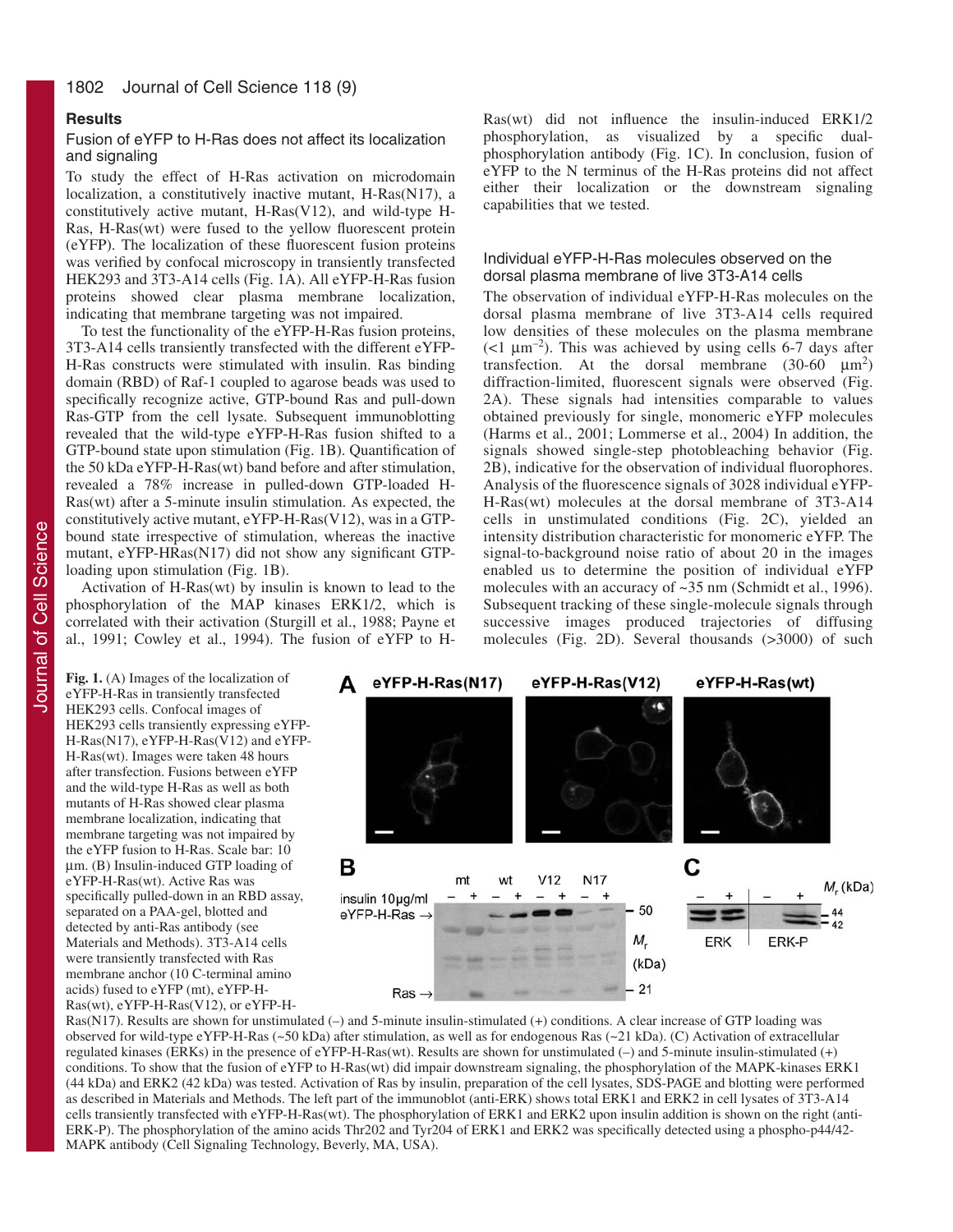## Results

### Fusion of eYFP to H-Ras does not affect its localization and signaling

To study the effect of H-Ras activation on microdomain localization, a constitutively inactive mutant, H-Ras(N17), a constitutively active mutant, H-Ras(V12), and wild-type H-Ras, H-Ras(wt) were fused to the yellow fluorescent protein (eYFP). The localization of these fluorescent fusion proteins was verified by confocal microscopy in transiently transfected HEK293 and 3T3-A14 cells (Fig. 1A). All eYFP-H-Ras fusion proteins showed clear plasma membrane localization, indicating that membrane targeting was not impaired.

To test the functionality of the eYFP-H-Ras fusion proteins, 3T3-A14 cells transiently transfected with the different eYFP-H-Ras constructs were stimulated with insulin. Ras binding domain (RBD) of Raf-1 coupled to agarose beads was used to specifically recognize active, GTP-bound Ras and pull-down Ras-GTP from the cell lysate. Subsequent immunoblotting revealed that the wild-type eYFP-H-Ras fusion shifted to a GTP-bound state upon stimulation (Fig. 1B). Quantification of the 50 kDa eYFP-H-Ras(wt) band before and after stimulation, revealed a 78% increase in pulled-down GTP-loaded H-Ras(wt) after a 5-minute insulin stimulation. As expected, the constitutively active mutant, eYFP-H-Ras(V12), was in a GTP-bound state irrespective of stimulation, whereas the inactive mutant, eYFP-HRas(N17) did not show any significant GTP-loading upon stimulation (Fig. 1B).

Activation of H-Ras(wt) by insulin is known to lead to the phosphorylation of the MAP kinases ERK1/2, which is correlated with their activation (Sturgill et al., 1988; Payne et al., 1991; Cowley et al., 1994). The fusion of eYFP to H-Ras(wt) did not influence the insulin-induced ERK1/2 phosphorylation, as visualized by a specific dual-phosphorylation antibody (Fig. 1C). In conclusion, fusion of eYFP to the N terminus of the H-Ras proteins did not affect either their localization or the downstream signaling capabilities that we tested.

### Individual eYFP-H-Ras molecules observed on the dorsal plasma membrane of live 3T3-A14 cells

The observation of individual eYFP-H-Ras molecules on the dorsal plasma membrane of live 3T3-A14 cells required low densities of these molecules on the plasma membrane ($<1\ \mu m^{-2}$). This was achieved by using cells 6-7 days after transfection. At the dorsal membrane (30-60 $\mu m^2$) diffraction-limited, fluorescent signals were observed (Fig. 2A). These signals had intensities comparable to values obtained previously for single, monomeric eYFP molecules (Harms et al., 2001; Lommerse et al., 2004) In addition, the signals showed single-step photobleaching behavior (Fig. 2B), indicative for the observation of individual fluorophores. Analysis of the fluorescence signals of 3028 individual eYFP-H-Ras(wt) molecules at the dorsal membrane of 3T3-A14 cells in unstimulated conditions (Fig. 2C), yielded an intensity distribution characteristic for monomeric eYFP. The signal-to-background noise ratio of about 20 in the images enabled us to determine the position of individual eYFP molecules with an accuracy of ~35 nm (Schmidt et al., 1996). Subsequent tracking of these single-molecule signals through successive images produced trajectories of diffusing molecules (Fig. 2D). Several thousands (>3000) of such

**Fig. 1.** (A) Images of the localization of eYFP-H-Ras in transiently transfected HEK293 cells. Confocal images of HEK293 cells transiently expressing eYFP-H-Ras(N17), eYFP-H-Ras(V12) and eYFP-H-Ras(wt). Images were taken 48 hours after transfection. Fusions between eYFP and the wild-type H-Ras as well as both mutants of H-Ras showed clear plasma membrane localization, indicating that membrane targeting was not impaired by the eYFP fusion to H-Ras. Scale bar: 10 µm. (B) Insulin-induced GTP loading of eYFP-H-Ras(wt). Active Ras was specifically pulled-down in an RBD assay, separated on a PAA-gel, blotted and detected by anti-Ras antibody (see Materials and Methods). 3T3-A14 cells were transiently transfected with Ras membrane anchor (10 C-terminal amino acids) fused to eYFP (mt), eYFP-H-Ras(wt), eYFP-H-Ras(V12), or eYFP-H-Ras(N17). Results are shown for unstimulated (–) and 5-minute insulin-stimulated (+) conditions. A clear increase of GTP loading was observed for wild-type eYFP-H-Ras (~50 kDa) after stimulation, as well as for endogenous Ras (~21 kDa). (C) Activation of extracellular regulated kinases (ERKs) in the presence of eYFP-H-Ras(wt). Results are shown for unstimulated (–) and 5-minute insulin-stimulated (+) conditions. To show that the fusion of eYFP to H-Ras(wt) did impair downstream signaling, the phosphorylation of the MAPK-kinases ERK1 (44 kDa) and ERK2 (42 kDa) was tested. Activation of Ras by insulin, preparation of the cell lysates, SDS-PAGE and blotting were performed as described in Materials and Methods. The left part of the immunoblot (anti-ERK) shows total ERK1 and ERK2 in cell lysates of 3T3-A14 cells transiently transfected with eYFP-H-Ras(wt). The phosphorylation of ERK1 and ERK2 upon insulin addition is shown on the right (anti-ERK-P). The phosphorylation of the amino acids Thr202 and Tyr204 of ERK1 and ERK2 was specifically detected using a phospho-p44/42-MAPK antibody (Cell Signaling Technology, Beverly, MA, USA).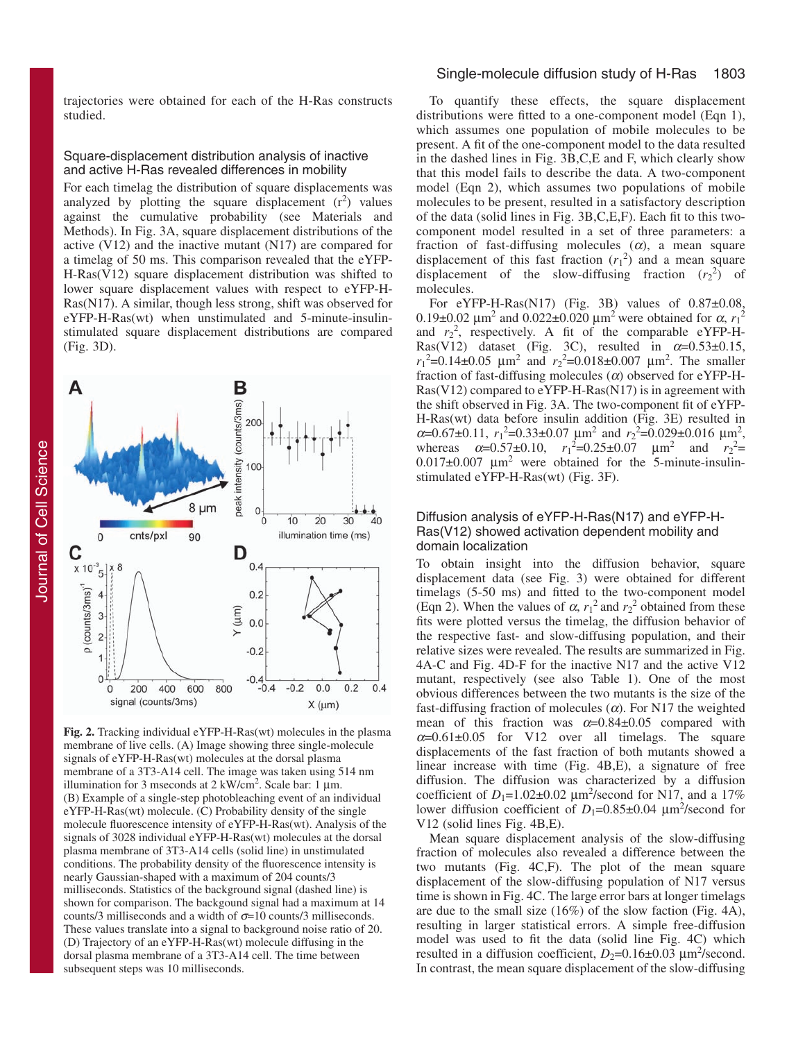trajectories were obtained for each of the H-Ras constructs studied.

### Square-displacement distribution analysis of inactive and active H-Ras revealed differences in mobility

For each timelag the distribution of square displacements was analyzed by plotting the square displacement ($r^2$) values against the cumulative probability (see Materials and Methods). In Fig. 3A, square displacement distributions of the active (V12) and the inactive mutant (N17) are compared for a timelag of 50 ms. This comparison revealed that the eYFP-H-Ras(V12) square displacement distribution was shifted to lower square displacement values with respect to eYFP-H-Ras(N17). A similar, though less strong, shift was observed for eYFP-H-Ras(wt) when unstimulated and 5-minute-insulin-stimulated square displacement distributions are compared (Fig. 3D).

**Fig. 2.** Tracking individual eYFP-H-Ras(wt) molecules in the plasma membrane of live cells. (A) Image showing three single-molecule signals of eYFP-H-Ras(wt) molecules at the dorsal plasma membrane of a 3T3-A14 cell. The image was taken using 514 nm illumination for 3 mseconds at 2 kW/cm$^2$. Scale bar: 1 μm. (B) Example of a single-step photobleaching event of an individual eYFP-H-Ras(wt) molecule. (C) Probability density of the single molecule fluorescence intensity of eYFP-H-Ras(wt). Analysis of the signals of 3028 individual eYFP-H-Ras(wt) molecules at the dorsal plasma membrane of 3T3-A14 cells (solid line) in unstimulated conditions. The probability density of the fluorescence intensity is nearly Gaussian-shaped with a maximum of 204 counts/3 milliseconds. Statistics of the background signal (dashed line) is shown for comparison. The backgound signal had a maximum at 14 counts/3 milliseconds and a width of $\sigma$=10 counts/3 milliseconds. These values translate into a signal to background noise ratio of 20. (D) Trajectory of an eYFP-H-Ras(wt) molecule diffusing in the dorsal plasma membrane of a 3T3-A14 cell. The time between subsequent steps was 10 milliseconds.

To quantify these effects, the square displacement distributions were fitted to a one-component model (Eqn 1), which assumes one population of mobile molecules to be present. A fit of the one-component model to the data resulted in the dashed lines in Fig. 3B,C,E and F, which clearly show that this model fails to describe the data. A two-component model (Eqn 2), which assumes two populations of mobile molecules to be present, resulted in a satisfactory description of the data (solid lines in Fig. 3B,C,E,F). Each fit to this two-component model resulted in a set of three parameters: a fraction of fast-diffusing molecules ($\alpha$), a mean square displacement of this fast fraction ($r_1^2$) and a mean square displacement of the slow-diffusing fraction ($r_2^2$) of molecules.

For eYFP-H-Ras(N17) (Fig. 3B) values of 0.87±0.08, 0.19±0.02 μm$^2$ and 0.022±0.020 μm$^2$ were obtained for $\alpha$, $r_1^2$ and $r_2^2$, respectively. A fit of the comparable eYFP-H-Ras(V12) dataset (Fig. 3C), resulted in $\alpha$=0.53±0.15, $r_1^2$=0.14±0.05 μm$^2$ and $r_2^2$=0.018±0.007 μm$^2$. The smaller fraction of fast-diffusing molecules ($\alpha$) observed for eYFP-H-Ras(V12) compared to eYFP-H-Ras(N17) is in agreement with the shift observed in Fig. 3A. The two-component fit of eYFP-H-Ras(wt) data before insulin addition (Fig. 3E) resulted in $\alpha$=0.67±0.11, $r_1^2$=0.33±0.07 μm$^2$ and $r_2^2$=0.029±0.016 μm$^2$, whereas $\alpha$=0.57±0.10, $r_1^2$=0.25±0.07 μm$^2$ and $r_2^2$= 0.017±0.007 μm$^2$ were obtained for the 5-minute-insulin-stimulated eYFP-H-Ras(wt) (Fig. 3F).

### Diffusion analysis of eYFP-H-Ras(N17) and eYFP-H-Ras(V12) showed activation dependent mobility and domain localization

To obtain insight into the diffusion behavior, square displacement data (see Fig. 3) were obtained for different timelags (5-50 ms) and fitted to the two-component model (Eqn 2). When the values of $\alpha$, $r_1^2$ and $r_2^2$ obtained from these fits were plotted versus the timelag, the diffusion behavior of the respective fast- and slow-diffusing population, and their relative sizes were revealed. The results are summarized in Fig. 4A-C and Fig. 4D-F for the inactive N17 and the active V12 mutant, respectively (see also Table 1). One of the most obvious differences between the two mutants is the size of the fast-diffusing fraction of molecules ($\alpha$). For N17 the weighted mean of this fraction was $\alpha$=0.84±0.05 compared with $\alpha$=0.61±0.05 for V12 over all timelags. The square displacements of the fast fraction of both mutants showed a linear increase with time (Fig. 4B,E), a signature of free diffusion. The diffusion was characterized by a diffusion coefficient of $D_1$=1.02±0.02 μm$^2$/second for N17, and a 17% lower diffusion coefficient of $D_1$=0.85±0.04 μm$^2$/second for V12 (solid lines Fig. 4B,E).

Mean square displacement analysis of the slow-diffusing fraction of molecules also revealed a difference between the two mutants (Fig. 4C,F). The plot of the mean square displacement of the slow-diffusing population of N17 versus time is shown in Fig. 4C. The large error bars at longer timelags are due to the small size (16%) of the slow faction (Fig. 4A), resulting in larger statistical errors. A simple free-diffusion model was used to fit the data (solid line Fig. 4C) which resulted in a diffusion coefficient, $D_2$=0.16±0.03 μm$^2$/second. In contrast, the mean square displacement of the slow-diffusing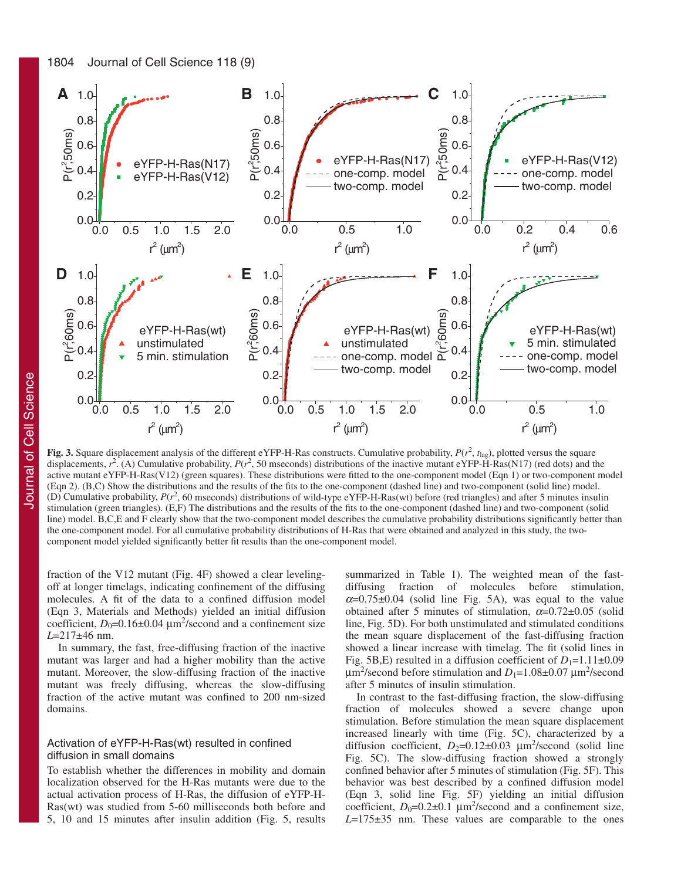**Fig. 3.** Square displacement analysis of the different eYFP-H-Ras constructs. Cumulative probability, $P(r^2, t_{lag})$, plotted versus the square displacements, $r^2$. (A) Cumulative probability, $P(r^2$, 50 mseconds) distributions of the inactive mutant eYFP-H-Ras(N17) (red dots) and the active mutant eYFP-H-Ras(V12) (green squares). These distributions were fitted to the one-component model (Eqn 1) or two-component model (Eqn 2). (B,C) Show the distributions and the results of the fits to the one-component (dashed line) and two-component (solid line) model. (D) Cumulative probability, $P(r^2$, 60 mseconds) distributions of wild-type eYFP-H-Ras(wt) before (red triangles) and after 5 minutes insulin stimulation (green triangles). (E,F) The distributions and the results of the fits to the one-component (dashed line) and two-component (solid line) model. B,C,E and F clearly show that the two-component model describes the cumulative probability distributions significantly better than the one-component model. For all cumulative probability distributions of H-Ras that were obtained and analyzed in this study, the two-component model yielded significantly better fit results than the one-component model.

fraction of the V12 mutant (Fig. 4F) showed a clear leveling-off at longer timelags, indicating confinement of the diffusing molecules. A fit of the data to a confined diffusion model (Eqn 3, Materials and Methods) yielded an initial diffusion coefficient, $D_0$=0.16±0.04 μm$^2$/second and a confinement size $L$=217±46 nm.

In summary, the fast, free-diffusing fraction of the inactive mutant was larger and had a higher mobility than the active mutant. Moreover, the slow-diffusing fraction of the inactive mutant was freely diffusing, whereas the slow-diffusing fraction of the active mutant was confined to 200 nm-sized domains.

### Activation of eYFP-H-Ras(wt) resulted in confined diffusion in small domains

To establish whether the differences in mobility and domain localization observed for the H-Ras mutants were due to the actual activation process of H-Ras, the diffusion of eYFP-H-Ras(wt) was studied from 5-60 milliseconds both before and 5, 10 and 15 minutes after insulin addition (Fig. 5, results summarized in Table 1). The weighted mean of the fast-diffusing fraction of molecules before stimulation, $\alpha$=0.75±0.04 (solid line Fig. 5A), was equal to the value obtained after 5 minutes of stimulation, $\alpha$=0.72±0.05 (solid line, Fig. 5D). For both unstimulated and stimulated conditions the mean square displacement of the fast-diffusing fraction showed a linear increase with timelag. The fit (solid lines in Fig. 5B,E) resulted in a diffusion coefficient of $D_1$=1.11±0.09 μm$^2$/second before stimulation and $D_1$=1.08±0.07 μm$^2$/second after 5 minutes of insulin stimulation.

In contrast to the fast-diffusing fraction, the slow-diffusing fraction of molecules showed a severe change upon stimulation. Before stimulation the mean square displacement increased linearly with time (Fig. 5C), characterized by a diffusion coefficient, $D_2$=0.12±0.03 μm$^2$/second (solid line Fig. 5C). The slow-diffusing fraction showed a strongly confined behavior after 5 minutes of stimulation (Fig. 5F). This behavior was best described by a confined diffusion model (Eqn 3, solid line Fig. 5F) yielding an initial diffusion coefficient, $D_0$=0.2±0.1 μm$^2$/second and a confinement size, $L$=175±35 nm. These values are comparable to the ones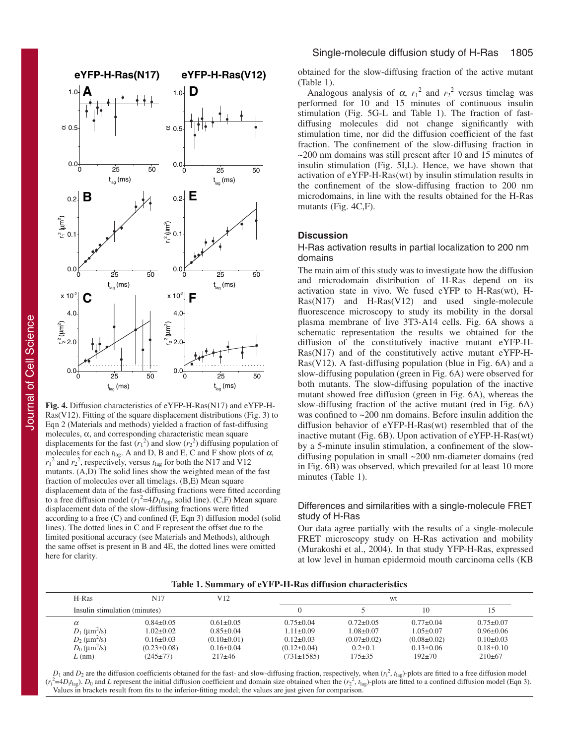obtained for the slow-diffusing fraction of the active mutant (Table 1).

Analogous analysis of $\alpha$, $r_1^2$ and $r_2^2$ versus timelag was performed for 10 and 15 minutes of continuous insulin stimulation (Fig. 5G-L and Table 1). The fraction of fast-diffusing molecules did not change significantly with stimulation time, nor did the diffusion coefficient of the fast fraction. The confinement of the slow-diffusing fraction in ~200 nm domains was still present after 10 and 15 minutes of insulin stimulation (Fig. 5I,L). Hence, we have shown that activation of eYFP-H-Ras(wt) by insulin stimulation results in the confinement of the slow-diffusing fraction to 200 nm microdomains, in line with the results obtained for the H-Ras mutants (Fig. 4C,F).

**Fig. 4.** Diffusion characteristics of eYFP-H-Ras(N17) and eYFP-H-Ras(V12). Fitting of the square displacement distributions (Fig. 3) to Eqn 2 (Materials and methods) yielded a fraction of fast-diffusing molecules, $\alpha$, and corresponding characteristic mean square displacements for the fast ($r_1^2$) and slow ($r_2^2$) diffusing population of molecules for each $t_{\mathrm{lag}}$. A and D, B and E, C and F show plots of $\alpha$, $r_1^2$ and $r_2^2$, respectively, versus $t_{\mathrm{lag}}$ for both the N17 and V12 mutants. (A,D) The solid lines show the weighted mean of the fast fraction of molecules over all timelags. (B,E) Mean square displacement data of the fast-diffusing fractions were fitted according to a free diffusion model ($r_1^2$=$4D_1t_{\mathrm{lag}}$, solid line). (C,F) Mean square displacement data of the slow-diffusing fractions were fitted according to a free (C) and confined (F, Eqn 3) diffusion model (solid lines). The dotted lines in C and F represent the offset due to the limited positional accuracy (see Materials and Methods), although the same offset is present in B and 4E, the dotted lines were omitted here for clarity.

## Discussion

### H-Ras activation results in partial localization to 200 nm domains

The main aim of this study was to investigate how the diffusion and microdomain distribution of H-Ras depend on its activation state in vivo. We fused eYFP to H-Ras(wt), H-Ras(N17) and H-Ras(V12) and used single-molecule fluorescence microscopy to study its mobility in the dorsal plasma membrane of live 3T3-A14 cells. Fig. 6A shows a schematic representation the results we obtained for the diffusion of the constitutively inactive mutant eYFP-H-Ras(N17) and of the constitutively active mutant eYFP-H-Ras(V12). A fast-diffusing population (blue in Fig. 6A) and a slow-diffusing population (green in Fig. 6A) were observed for both mutants. The slow-diffusing population of the inactive mutant showed free diffusion (green in Fig. 6A), whereas the slow-diffusing fraction of the active mutant (red in Fig. 6A) was confined to ~200 nm domains. Before insulin addition the diffusion behavior of eYFP-H-Ras(wt) resembled that of the inactive mutant (Fig. 6B). Upon activation of eYFP-H-Ras(wt) by a 5-minute insulin stimulation, a confinement of the slow-diffusing population in small ~200 nm-diameter domains (red in Fig. 6B) was observed, which prevailed for at least 10 more minutes (Table 1).

### Differences and similarities with a single-molecule FRET study of H-Ras

Our data agree partially with the results of a single-molecule FRET microscopy study on H-Ras activation and mobility (Murakoshi et al., 2004). In that study YFP-H-Ras, expressed at low level in human epidermoid mouth carcinoma cells (KB

**Table 1. Summary of eYFP-H-Ras diffusion characteristics**

| H-Ras | N17 | V12 | wt | | | |
|---|---|---|---|---|---|---|
| Insulin stimulation (minutes) | | | 0 | 5 | 10 | 15 |
| $\alpha$ | 0.84±0.05 | 0.61±0.05 | 0.75±0.04 | 0.72±0.05 | 0.77±0.04 | 0.75±0.07 |
| $D_1$ ($\mu$m$^2$/s) | 1.02±0.02 | 0.85±0.04 | 1.11±0.09 | 1.08±0.07 | 1.05±0.07 | 0.96±0.06 |
| $D_2$ ($\mu$m$^2$/s) | 0.16±0.03 | (0.10±0.01) | 0.12±0.03 | (0.07±0.02) | (0.08±0.02) | 0.10±0.03 |
| $D_0$ ($\mu$m$^2$/s) | (0.23±0.08) | 0.16±0.04 | (0.12±0.04) | 0.2±0.1 | 0.13±0.06 | 0.18±0.10 |
| $L$ (nm) | (245±77) | 217±46 | (731±1585) | 175±35 | 192±70 | 210±67 |

$D_1$ and $D_2$ are the diffusion coefficients obtained for the fast- and slow-diffusing fraction, respectively, when ($r_i^2$, $t_{\mathrm{lag}}$)-plots are fitted to a free diffusion model ($r_i^2$=$4D_it_{\mathrm{lag}}$). $D_0$ and $L$ represent the initial diffusion coefficient and domain size obtained when the ($r_2^2$, $t_{\mathrm{lag}}$)-plots are fitted to a confined diffusion model (Eqn 3). Values in brackets result from fits to the inferior-fitting model; the values are just given for comparison.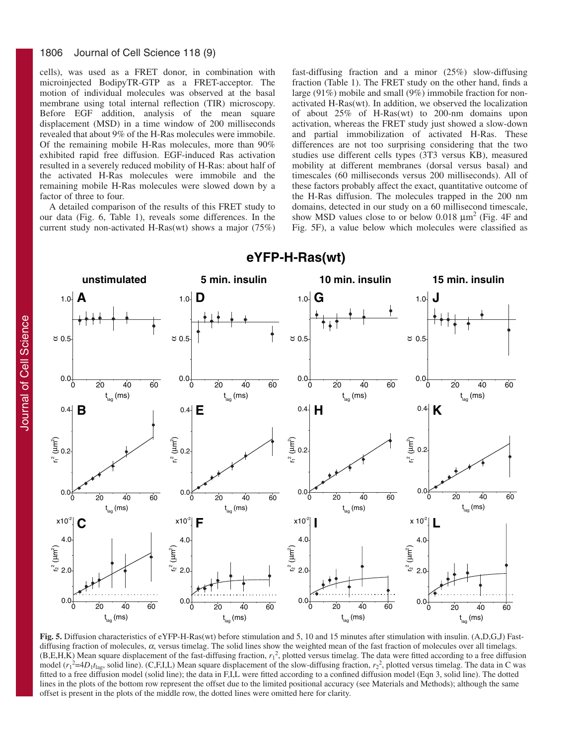cells), was used as a FRET donor, in combination with microinjected BodipyTR-GTP as a FRET-acceptor. The motion of individual molecules was observed at the basal membrane using total internal reflection (TIR) microscopy. Before EGF addition, analysis of the mean square displacement (MSD) in a time window of 200 milliseconds revealed that about 9% of the H-Ras molecules were immobile. Of the remaining mobile H-Ras molecules, more than 90% exhibited rapid free diffusion. EGF-induced Ras activation resulted in a severely reduced mobility of H-Ras: about half of the activated H-Ras molecules were immobile and the remaining mobile H-Ras molecules were slowed down by a factor of three to four.

A detailed comparison of the results of this FRET study to our data (Fig. 6, Table 1), reveals some differences. In the current study non-activated H-Ras(wt) shows a major (75%) fast-diffusing fraction and a minor (25%) slow-diffusing fraction (Table 1). The FRET study on the other hand, finds a large (91%) mobile and small (9%) immobile fraction for non-activated H-Ras(wt). In addition, we observed the localization of about 25% of H-Ras(wt) to 200-nm domains upon activation, whereas the FRET study just showed a slow-down and partial immobilization of activated H-Ras. These differences are not too surprising considering that the two studies use different cells types (3T3 versus KB), measured mobility at different membranes (dorsal versus basal) and timescales (60 milliseconds versus 200 milliseconds). All of these factors probably affect the exact, quantitative outcome of the H-Ras diffusion. The molecules trapped in the 200 nm domains, detected in our study on a 60 millisecond timescale, show MSD values close to or below 0.018 $\mu m^2$ (Fig. 4F and Fig. 5F), a value below which molecules were classified as

**Fig. 5.** Diffusion characteristics of eYFP-H-Ras(wt) before stimulation and 5, 10 and 15 minutes after stimulation with insulin. (A,D,G,J) Fast-diffusing fraction of molecules, $\alpha$, versus timelag. The solid lines show the weighted mean of the fast fraction of molecules over all timelags. (B,E,H,K) Mean square displacement of the fast-diffusing fraction, $r_1^2$, plotted versus timelag. The data were fitted according to a free diffusion model ($r_1^2=4D_1t_{lag}$, solid line). (C,F,I,L) Mean square displacement of the slow-diffusing fraction, $r_2^2$, plotted versus timelag. The data in C was fitted to a free diffusion model (solid line); the data in F,I,L were fitted according to a confined diffusion model (Eqn 3, solid line). The dotted lines in the plots of the bottom row represent the offset due to the limited positional accuracy (see Materials and Methods); although the same offset is present in the plots of the middle row, the dotted lines were omitted here for clarity.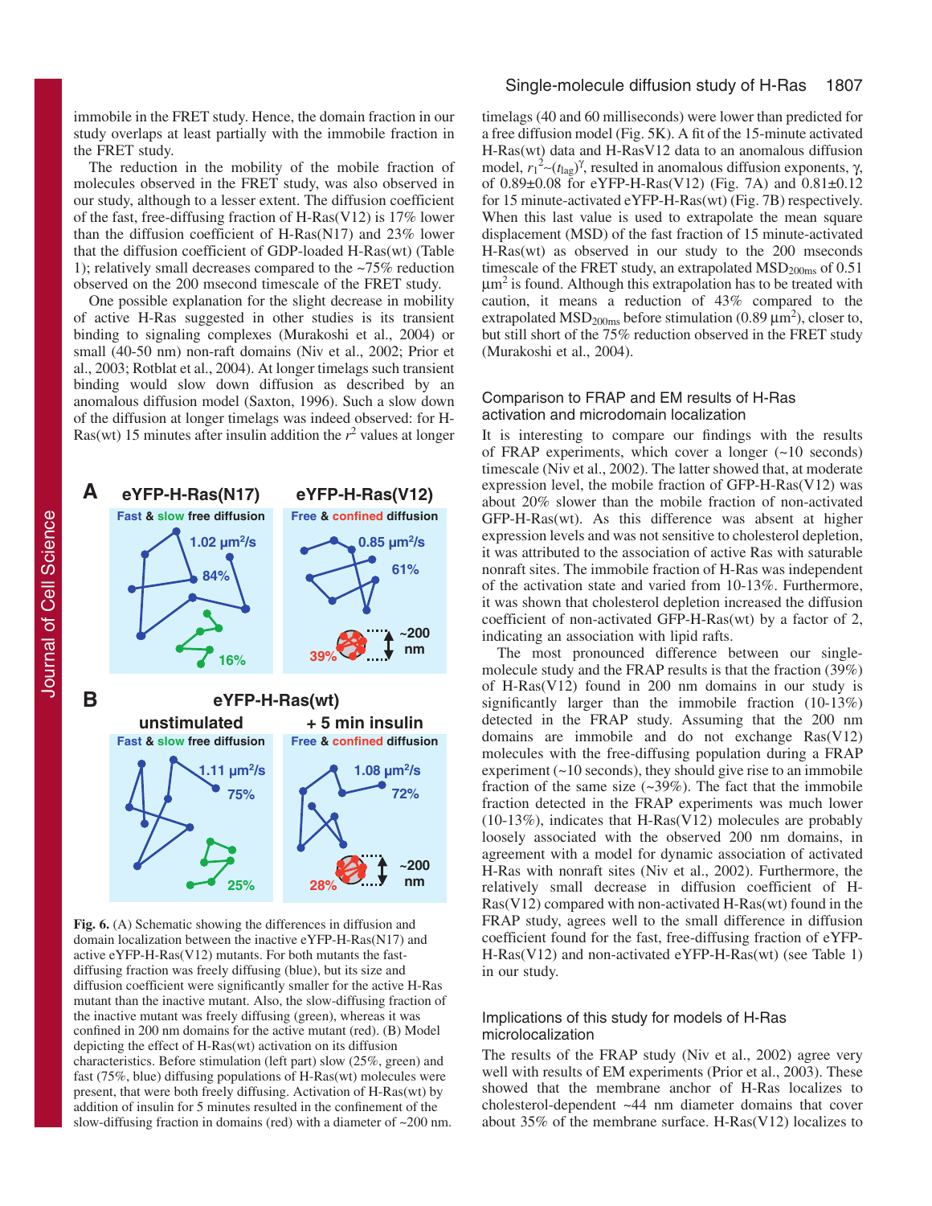immobile in the FRET study. Hence, the domain fraction in our study overlaps at least partially with the immobile fraction in the FRET study.

The reduction in the mobility of the mobile fraction of molecules observed in the FRET study, was also observed in our study, although to a lesser extent. The diffusion coefficient of the fast, free-diffusing fraction of H-Ras(V12) is 17% lower than the diffusion coefficient of H-Ras(N17) and 23% lower than the diffusion coefficient of GDP-loaded H-Ras(wt) (Table 1); relatively small decreases compared to the ~75% reduction observed on the 200 msecond timescale of the FRET study.

One possible explanation for the slight decrease in mobility of active H-Ras suggested in other studies is its transient binding to signaling complexes (Murakoshi et al., 2004) or small (40-50 nm) non-raft domains (Niv et al., 2002; Prior et al., 2003; Rotblat et al., 2004). At longer timelags such transient binding would slow down diffusion as described by an anomalous diffusion model (Saxton, 1996). Such a slow down of the diffusion at longer timelags was indeed observed: for H-Ras(wt) 15 minutes after insulin addition the $r^2$ values at longer timelags (40 and 60 milliseconds) were lower than predicted for a free diffusion model (Fig. 5K). A fit of the 15-minute activated H-Ras(wt) data and H-RasV12 data to an anomalous diffusion model, $r_1^2 \sim (t_{lag})^\gamma$, resulted in anomalous diffusion exponents, $\gamma$, of 0.89±0.08 for eYFP-H-Ras(V12) (Fig. 7A) and 0.81±0.12 for 15 minute-activated eYFP-H-Ras(wt) (Fig. 7B) respectively. When this last value is used to extrapolate the mean square displacement (MSD) of the fast fraction of 15 minute-activated H-Ras(wt) as observed in our study to the 200 mseconds timescale of the FRET study, an extrapolated $MSD_{200ms}$ of 0.51 $\mu m^2$ is found. Although this extrapolation has to be treated with caution, it means a reduction of 43% compared to the extrapolated $MSD_{200ms}$ before stimulation (0.89 $\mu m^2$), closer to, but still short of the 75% reduction observed in the FRET study (Murakoshi et al., 2004).

Fig. 6. (A) Schematic showing the differences in diffusion and domain localization between the inactive eYFP-H-Ras(N17) and active eYFP-H-Ras(V12) mutants. For both mutants the fast-diffusing fraction was freely diffusing (blue), but its size and diffusion coefficient were significantly smaller for the active H-Ras mutant than the inactive mutant. Also, the slow-diffusing fraction of the inactive mutant was freely diffusing (green), whereas it was confined in 200 nm domains for the active mutant (red). (B) Model depicting the effect of H-Ras(wt) activation on its diffusion characteristics. Before stimulation (left part) slow (25%, green) and fast (75%, blue) diffusing populations of H-Ras(wt) molecules were present, that were both freely diffusing. Activation of H-Ras(wt) by addition of insulin for 5 minutes resulted in the confinement of the slow-diffusing fraction in domains (red) with a diameter of ~200 nm.

### Comparison to FRAP and EM results of H-Ras activation and microdomain localization

It is interesting to compare our findings with the results of FRAP experiments, which cover a longer (~10 seconds) timescale (Niv et al., 2002). The latter showed that, at moderate expression level, the mobile fraction of GFP-H-Ras(V12) was about 20% slower than the mobile fraction of non-activated GFP-H-Ras(wt). As this difference was absent at higher expression levels and was not sensitive to cholesterol depletion, it was attributed to the association of active Ras with saturable nonraft sites. The immobile fraction of H-Ras was independent of the activation state and varied from 10-13%. Furthermore, it was shown that cholesterol depletion increased the diffusion coefficient of non-activated GFP-H-Ras(wt) by a factor of 2, indicating an association with lipid rafts.

The most pronounced difference between our single-molecule study and the FRAP results is that the fraction (39%) of H-Ras(V12) found in 200 nm domains in our study is significantly larger than the immobile fraction (10-13%) detected in the FRAP study. Assuming that the 200 nm domains are immobile and do not exchange Ras(V12) molecules with the free-diffusing population during a FRAP experiment (~10 seconds), they should give rise to an immobile fraction of the same size (~39%). The fact that the immobile fraction detected in the FRAP experiments was much lower (10-13%), indicates that H-Ras(V12) molecules are probably loosely associated with the observed 200 nm domains, in agreement with a model for dynamic association of activated H-Ras with nonraft sites (Niv et al., 2002). Furthermore, the relatively small decrease in diffusion coefficient of H-Ras(V12) compared with non-activated H-Ras(wt) found in the FRAP study, agrees well to the small difference in diffusion coefficient found for the fast, free-diffusing fraction of eYFP-H-Ras(V12) and non-activated eYFP-H-Ras(wt) (see Table 1) in our study.

### Implications of this study for models of H-Ras microlocalization

The results of the FRAP study (Niv et al., 2002) agree very well with results of EM experiments (Prior et al., 2003). These showed that the membrane anchor of H-Ras localizes to cholesterol-dependent ~44 nm diameter domains that cover about 35% of the membrane surface. H-Ras(V12) localizes to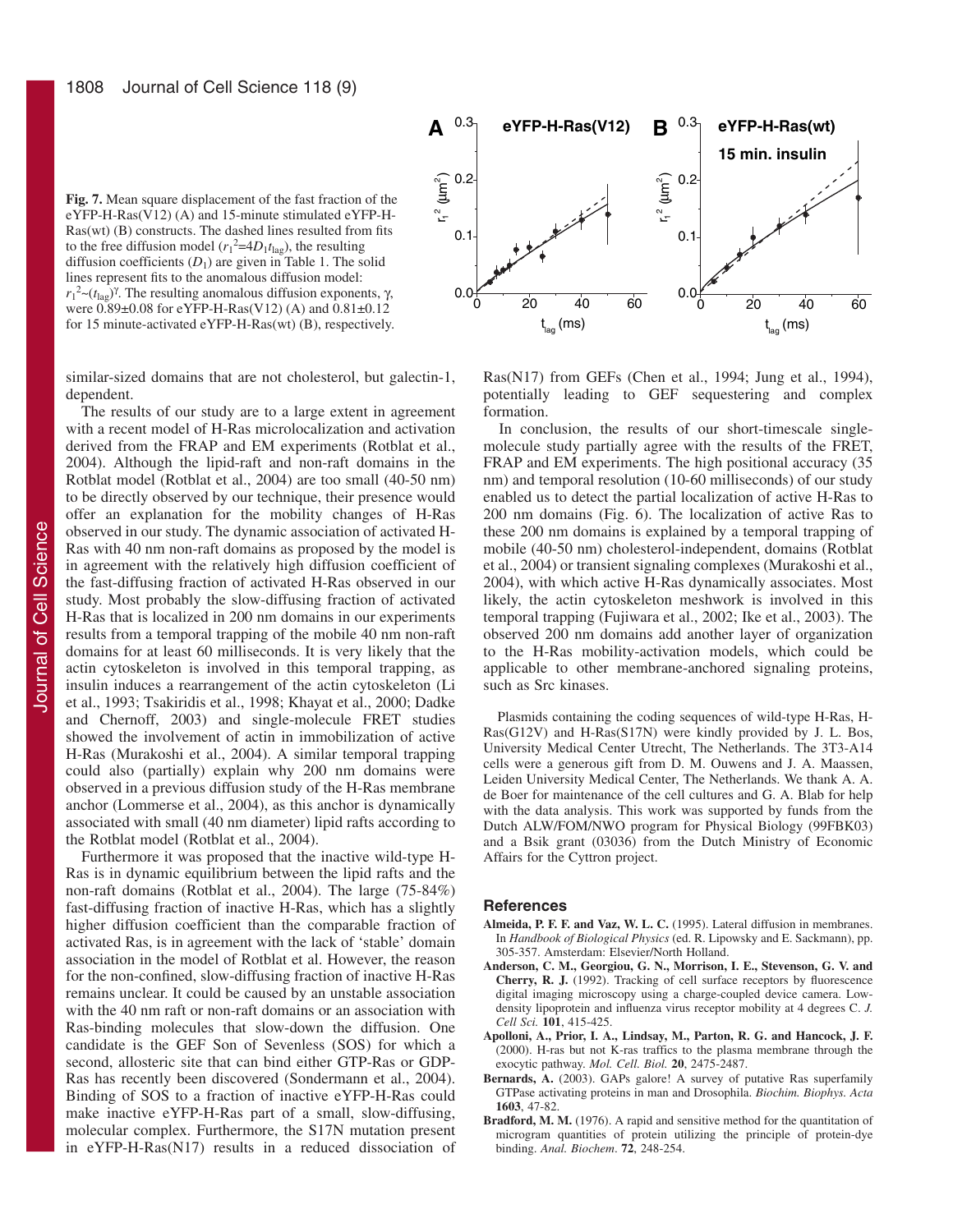**Fig. 7.** Mean square displacement of the fast fraction of the eYFP-H-Ras(V12) (A) and 15-minute stimulated eYFP-H-Ras(wt) (B) constructs. The dashed lines resulted from fits to the free diffusion model ($r_1^2=4D_1t_{lag}$), the resulting diffusion coefficients ($D_1$) are given in Table 1. The solid lines represent fits to the anomalous diffusion model: $r_1^2 \sim (t_{lag})^{\gamma}$. The resulting anomalous diffusion exponents, γ, were 0.89±0.08 for eYFP-H-Ras(V12) (A) and 0.81±0.12 for 15 minute-activated eYFP-H-Ras(wt) (B), respectively.

similar-sized domains that are not cholesterol, but galectin-1, dependent.

The results of our study are to a large extent in agreement with a recent model of H-Ras microlocalization and activation derived from the FRAP and EM experiments (Rotblat et al., 2004). Although the lipid-raft and non-raft domains in the Rotblat model (Rotblat et al., 2004) are too small (40-50 nm) to be directly observed by our technique, their presence would offer an explanation for the mobility changes of H-Ras observed in our study. The dynamic association of activated H-Ras with 40 nm non-raft domains as proposed by the model is in agreement with the relatively high diffusion coefficient of the fast-diffusing fraction of activated H-Ras observed in our study. Most probably the slow-diffusing fraction of activated H-Ras that is localized in 200 nm domains in our experiments results from a temporal trapping of the mobile 40 nm non-raft domains for at least 60 milliseconds. It is very likely that the actin cytoskeleton is involved in this temporal trapping, as insulin induces a rearrangement of the actin cytoskeleton (Li et al., 1993; Tsakiridis et al., 1998; Khayat et al., 2000; Dadke and Chernoff, 2003) and single-molecule FRET studies showed the involvement of actin in immobilization of active H-Ras (Murakoshi et al., 2004). A similar temporal trapping could also (partially) explain why 200 nm domains were observed in a previous diffusion study of the H-Ras membrane anchor (Lommerse et al., 2004), as this anchor is dynamically associated with small (40 nm diameter) lipid rafts according to the Rotblat model (Rotblat et al., 2004).

Furthermore it was proposed that the inactive wild-type H-Ras is in dynamic equilibrium between the lipid rafts and the non-raft domains (Rotblat et al., 2004). The large (75-84%) fast-diffusing fraction of inactive H-Ras, which has a slightly higher diffusion coefficient than the comparable fraction of activated Ras, is in agreement with the lack of 'stable' domain association in the model of Rotblat et al. However, the reason for the non-confined, slow-diffusing fraction of inactive H-Ras remains unclear. It could be caused by an unstable association with the 40 nm raft or non-raft domains or an association with Ras-binding molecules that slow-down the diffusion. One candidate is the GEF Son of Sevenless (SOS) for which a second, allosteric site that can bind either GTP-Ras or GDP-Ras has recently been discovered (Sondermann et al., 2004). Binding of SOS to a fraction of inactive eYFP-H-Ras could make inactive eYFP-H-Ras part of a small, slow-diffusing, molecular complex. Furthermore, the S17N mutation present in eYFP-H-Ras(N17) results in a reduced dissociation of Ras(N17) from GEFs (Chen et al., 1994; Jung et al., 1994), potentially leading to GEF sequestering and complex formation.

In conclusion, the results of our short-timescale single-molecule study partially agree with the results of the FRET, FRAP and EM experiments. The high positional accuracy (35 nm) and temporal resolution (10-60 milliseconds) of our study enabled us to detect the partial localization of active H-Ras to 200 nm domains (Fig. 6). The localization of active Ras to these 200 nm domains is explained by a temporal trapping of mobile (40-50 nm) cholesterol-independent, domains (Rotblat et al., 2004) or transient signaling complexes (Murakoshi et al., 2004), with which active H-Ras dynamically associates. Most likely, the actin cytoskeleton meshwork is involved in this temporal trapping (Fujiwara et al., 2002; Ike et al., 2003). The observed 200 nm domains add another layer of organization to the H-Ras mobility-activation models, which could be applicable to other membrane-anchored signaling proteins, such as Src kinases.

Plasmids containing the coding sequences of wild-type H-Ras, H-Ras(G12V) and H-Ras(S17N) were kindly provided by J. L. Bos, University Medical Center Utrecht, The Netherlands. The 3T3-A14 cells were a generous gift from D. M. Ouwens and J. A. Maassen, Leiden University Medical Center, The Netherlands. We thank A. A. de Boer for maintenance of the cell cultures and G. A. Blab for help with the data analysis. This work was supported by funds from the Dutch ALW/FOM/NWO program for Physical Biology (99FBK03) and a Bsik grant (03036) from the Dutch Ministry of Economic Affairs for the Cyttron project.

## References

**Almeida, P. F. F. and Vaz, W. L. C.** (1995). Lateral diffusion in membranes. In *Handbook of Biological Physics* (ed. R. Lipowsky and E. Sackmann), pp. 305-357. Amsterdam: Elsevier/North Holland.

**Anderson, C. M., Georgiou, G. N., Morrison, I. E., Stevenson, G. V. and Cherry, R. J.** (1992). Tracking of cell surface receptors by fluorescence digital imaging microscopy using a charge-coupled device camera. Low-density lipoprotein and influenza virus receptor mobility at 4 degrees C. *J. Cell Sci.* **101**, 415-425.

**Apolloni, A., Prior, I. A., Lindsay, M., Parton, R. G. and Hancock, J. F.** (2000). H-ras but not K-ras traffics to the plasma membrane through the exocytic pathway. *Mol. Cell. Biol.* **20**, 2475-2487.

**Bernards, A.** (2003). GAPs galore! A survey of putative Ras superfamily GTPase activating proteins in man and Drosophila. *Biochim. Biophys. Acta* **1603**, 47-82.

**Bradford, M. M.** (1976). A rapid and sensitive method for the quantitation of microgram quantities of protein utilizing the principle of protein-dye binding. *Anal. Biochem.* **72**, 248-254.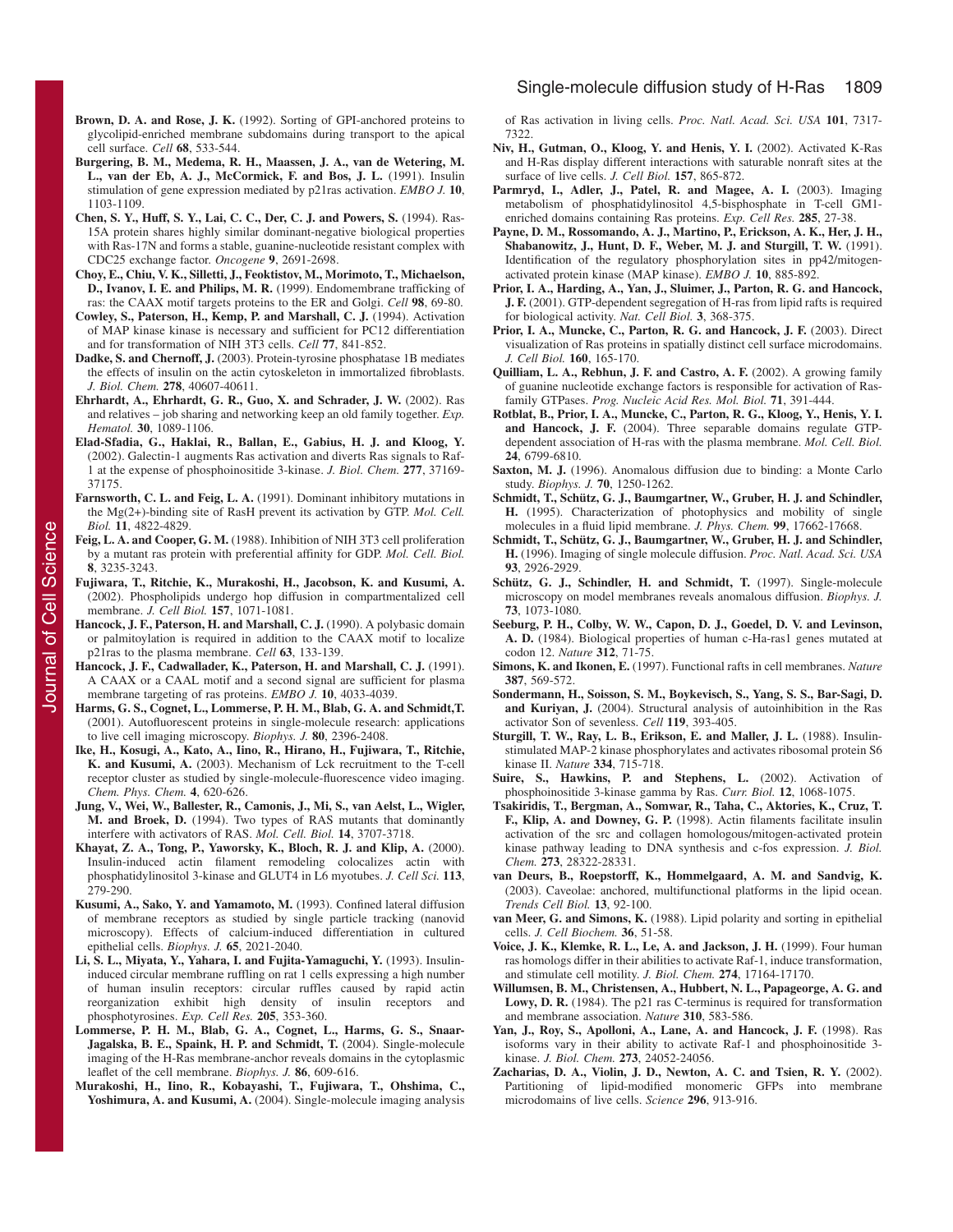**Brown, D. A. and Rose, J. K.** (1992). Sorting of GPI-anchored proteins to glycolipid-enriched membrane subdomains during transport to the apical cell surface. *Cell* **68**, 533-544.

**Burgering, B. M., Medema, R. H., Maassen, J. A., van de Wetering, M. L., van der Eb, A. J., McCormick, F. and Bos, J. L.** (1991). Insulin stimulation of gene expression mediated by p21ras activation. *EMBO J.* **10**, 1103-1109.

**Chen, S. Y., Huff, S. Y., Lai, C. C., Der, C. J. and Powers, S.** (1994). Ras-15A protein shares highly similar dominant-negative biological properties with Ras-17N and forms a stable, guanine-nucleotide resistant complex with CDC25 exchange factor. *Oncogene* **9**, 2691-2698.

**Choy, E., Chiu, V. K., Silletti, J., Feoktistov, M., Morimoto, T., Michaelson, D., Ivanov, I. E. and Philips, M. R.** (1999). Endomembrane trafficking of ras: the CAAX motif targets proteins to the ER and Golgi. *Cell* **98**, 69-80.

**Cowley, S., Paterson, H., Kemp, P. and Marshall, C. J.** (1994). Activation of MAP kinase kinase is necessary and sufficient for PC12 differentiation and for transformation of NIH 3T3 cells. *Cell* **77**, 841-852.

**Dadke, S. and Chernoff, J.** (2003). Protein-tyrosine phosphatase 1B mediates the effects of insulin on the actin cytoskeleton in immortalized fibroblasts. *J. Biol. Chem.* **278**, 40607-40611.

**Ehrhardt, A., Ehrhardt, G. R., Guo, X. and Schrader, J. W.** (2002). Ras and relatives – job sharing and networking keep an old family together. *Exp. Hematol.* **30**, 1089-1106.

**Elad-Sfadia, G., Haklai, R., Ballan, E., Gabius, H. J. and Kloog, Y.** (2002). Galectin-1 augments Ras activation and diverts Ras signals to Raf-1 at the expense of phosphoinositide 3-kinase. *J. Biol. Chem.* **277**, 37169-37175.

**Farnsworth, C. L. and Feig, L. A.** (1991). Dominant inhibitory mutations in the Mg(2+)-binding site of RasH prevent its activation by GTP. *Mol. Cell. Biol.* **11**, 4822-4829.

**Feig, L. A. and Cooper, G. M.** (1988). Inhibition of NIH 3T3 cell proliferation by a mutant ras protein with preferential affinity for GDP. *Mol. Cell. Biol.* **8**, 3235-3243.

**Fujiwara, T., Ritchie, K., Murakoshi, H., Jacobson, K. and Kusumi, A.** (2002). Phospholipids undergo hop diffusion in compartmentalized cell membrane. *J. Cell Biol.* **157**, 1071-1081.

**Hancock, J. F., Paterson, H. and Marshall, C. J.** (1990). A polybasic domain or palmitoylation is required in addition to the CAAX motif to localize p21ras to the plasma membrane. *Cell* **63**, 133-139.

**Hancock, J. F., Cadwallader, K., Paterson, H. and Marshall, C. J.** (1991). A CAAX or a CAAL motif and a second signal are sufficient for plasma membrane targeting of ras proteins. *EMBO J.* **10**, 4033-4039.

**Harms, G. S., Cognet, L., Lommerse, P. H. M., Blab, G. A. and Schmidt,T.** (2001). Autofluorescent proteins in single-molecule research: applications to live cell imaging microscopy. *Biophys. J.* **80**, 2396-2408.

**Ike, H., Kosugi, A., Kato, A., Iino, R., Hirano, H., Fujiwara, T., Ritchie, K. and Kusumi, A.** (2003). Mechanism of Lck recruitment to the T-cell receptor cluster as studied by single-molecule-fluorescence video imaging. *Chem. Phys. Chem.* **4**, 620-626.

**Jung, V., Wei, W., Ballester, R., Camonis, J., Mi, S., van Aelst, L., Wigler, M. and Broek, D.** (1994). Two types of RAS mutants that dominantly interfere with activators of RAS. *Mol. Cell. Biol.* **14**, 3707-3718.

**Khayat, Z. A., Tong, P., Yaworsky, K., Bloch, R. J. and Klip, A.** (2000). Insulin-induced actin filament remodeling colocalizes actin with phosphatidylinositol 3-kinase and GLUT4 in L6 myotubes. *J. Cell Sci.* **113**, 279-290.

**Kusumi, A., Sako, Y. and Yamamoto, M.** (1993). Confined lateral diffusion of membrane receptors as studied by single particle tracking (nanovid microscopy). Effects of calcium-induced differentiation in cultured epithelial cells. *Biophys. J.* **65**, 2021-2040.

**Li, S. L., Miyata, Y., Yahara, I. and Fujita-Yamaguchi, Y.** (1993). Insulin-induced circular membrane ruffling on rat 1 cells expressing a high number of human insulin receptors: circular ruffles caused by rapid actin reorganization exhibit high density of insulin receptors and phosphotyrosines. *Exp. Cell Res.* **205**, 353-360.

**Lommerse, P. H. M., Blab, G. A., Cognet, L., Harms, G. S., Snaar-Jagalska, B. E., Spaink, H. P. and Schmidt, T.** (2004). Single-molecule imaging of the H-Ras membrane-anchor reveals domains in the cytoplasmic leaflet of the cell membrane. *Biophys. J.* **86**, 609-616.

**Murakoshi, H., Iino, R., Kobayashi, T., Fujiwara, T., Ohshima, C., Yoshimura, A. and Kusumi, A.** (2004). Single-molecule imaging analysis of Ras activation in living cells. *Proc. Natl. Acad. Sci. USA* **101**, 7317-7322.

**Niv, H., Gutman, O., Kloog, Y. and Henis, Y. I.** (2002). Activated K-Ras and H-Ras display different interactions with saturable nonraft sites at the surface of live cells. *J. Cell Biol.* **157**, 865-872.

**Parmryd, I., Adler, J., Patel, R. and Magee, A. I.** (2003). Imaging metabolism of phosphatidylinositol 4,5-bisphosphate in T-cell GM1-enriched domains containing Ras proteins. *Exp. Cell Res.* **285**, 27-38.

**Payne, D. M., Rossomando, A. J., Martino, P., Erickson, A. K., Her, J. H., Shabanowitz, J., Hunt, D. F., Weber, M. J. and Sturgill, T. W.** (1991). Identification of the regulatory phosphorylation sites in pp42/mitogen-activated protein kinase (MAP kinase). *EMBO J.* **10**, 885-892.

**Prior, I. A., Harding, A., Yan, J., Sluimer, J., Parton, R. G. and Hancock, J. F.** (2001). GTP-dependent segregation of H-ras from lipid rafts is required for biological activity. *Nat. Cell Biol.* **3**, 368-375.

**Prior, I. A., Muncke, C., Parton, R. G. and Hancock, J. F.** (2003). Direct visualization of Ras proteins in spatially distinct cell surface microdomains. *J. Cell Biol.* **160**, 165-170.

**Quilliam, L. A., Rebhun, J. F. and Castro, A. F.** (2002). A growing family of guanine nucleotide exchange factors is responsible for activation of Ras-family GTPases. *Prog. Nucleic Acid Res. Mol. Biol.* **71**, 391-444.

**Rotblat, B., Prior, I. A., Muncke, C., Parton, R. G., Kloog, Y., Henis, Y. I. and Hancock, J. F.** (2004). Three separable domains regulate GTP-dependent association of H-ras with the plasma membrane. *Mol. Cell. Biol.* **24**, 6799-6810.

**Saxton, M. J.** (1996). Anomalous diffusion due to binding: a Monte Carlo study. *Biophys. J.* **70**, 1250-1262.

**Schmidt, T., Schütz, G. J., Baumgartner, W., Gruber, H. J. and Schindler, H.** (1995). Characterization of photophysics and mobility of single molecules in a fluid lipid membrane. *J. Phys. Chem.* **99**, 17662-17668.

**Schmidt, T., Schütz, G. J., Baumgartner, W., Gruber, H. J. and Schindler, H.** (1996). Imaging of single molecule diffusion. *Proc. Natl. Acad. Sci. USA* **93**, 2926-2929.

**Schütz, G. J., Schindler, H. and Schmidt, T.** (1997). Single-molecule microscopy on model membranes reveals anomalous diffusion. *Biophys. J.* **73**, 1073-1080.

**Seeburg, P. H., Colby, W. W., Capon, D. J., Goedel, D. V. and Levinson, A. D.** (1984). Biological properties of human c-Ha-ras1 genes mutated at codon 12. *Nature* **312**, 71-75.

**Simons, K. and Ikonen, E.** (1997). Functional rafts in cell membranes. *Nature* **387**, 569-572.

**Sondermann, H., Soisson, S. M., Boykevisch, S., Yang, S. S., Bar-Sagi, D. and Kuriyan, J.** (2004). Structural analysis of autoinhibition in the Ras activator Son of sevenless. *Cell* **119**, 393-405.

**Sturgill, T. W., Ray, L. B., Erikson, E. and Maller, J. L.** (1988). Insulin-stimulated MAP-2 kinase phosphorylates and activates ribosomal protein S6 kinase II. *Nature* **334**, 715-718.

**Suire, S., Hawkins, P. and Stephens, L.** (2002). Activation of phosphoinositide 3-kinase gamma by Ras. *Curr. Biol.* **12**, 1068-1075.

**Tsakiridis, T., Bergman, A., Somwar, R., Taha, C., Aktories, K., Cruz, T. F., Klip, A. and Downey, G. P.** (1998). Actin filaments facilitate insulin activation of the src and collagen homologous/mitogen-activated protein kinase pathway leading to DNA synthesis and c-fos expression. *J. Biol. Chem.* **273**, 28322-28331.

**van Deurs, B., Roepstorff, K., Hommelgaard, A. M. and Sandvig, K.** (2003). Caveolae: anchored, multifunctional platforms in the lipid ocean. *Trends Cell Biol.* **13**, 92-100.

**van Meer, G. and Simons, K.** (1988). Lipid polarity and sorting in epithelial cells. *J. Cell Biochem.* **36**, 51-58.

**Voice, J. K., Klemke, R. L., Le, A. and Jackson, J. H.** (1999). Four human ras homologs differ in their abilities to activate Raf-1, induce transformation, and stimulate cell motility. *J. Biol. Chem.* **274**, 17164-17170.

**Willumsen, B. M., Christensen, A., Hubbert, N. L., Papageorge, A. G. and Lowy, D. R.** (1984). The p21 ras C-terminus is required for transformation and membrane association. *Nature* **310**, 583-586.

**Yan, J., Roy, S., Apolloni, A., Lane, A. and Hancock, J. F.** (1998). Ras isoforms vary in their ability to activate Raf-1 and phosphoinositide 3-kinase. *J. Biol. Chem.* **273**, 24052-24056.

**Zacharias, D. A., Violin, J. D., Newton, A. C. and Tsien, R. Y.** (2002). Partitioning of lipid-modified monomeric GFPs into membrane microdomains of live cells. *Science* **296**, 913-916.